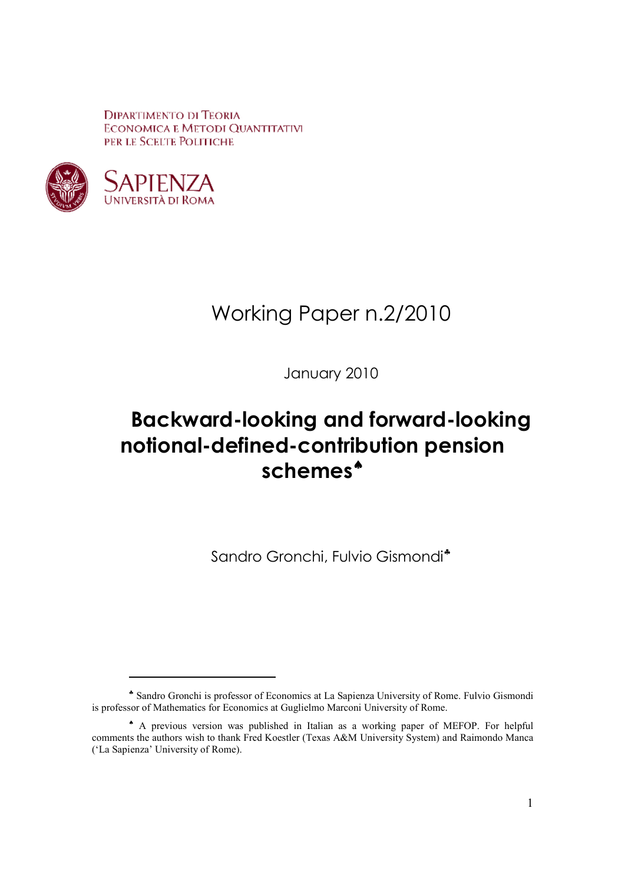DIPARTIMENTO DI TEORIA
ECONOMICA E METODI QUANTITATIVI
PER LE SCELTE POLITICHE

SAPIENZA
UNIVERSITÀ DI ROMA

Working Paper n.2/2010

January 2010

# Backward-looking and forward-looking notional-defined-contribution pension schemes[♠]

Sandro Gronchi, Fulvio Gismondi[♣]

---

[♣] Sandro Gronchi is professor of Economics at La Sapienza University of Rome. Fulvio Gismondi is professor of Mathematics for Economics at Guglielmo Marconi University of Rome.

[♠] A previous version was published in Italian as a working paper of MEFOP. For helpful comments the authors wish to thank Fred Koestler (Texas A&M University System) and Raimondo Manca ('La Sapienza' University of Rome).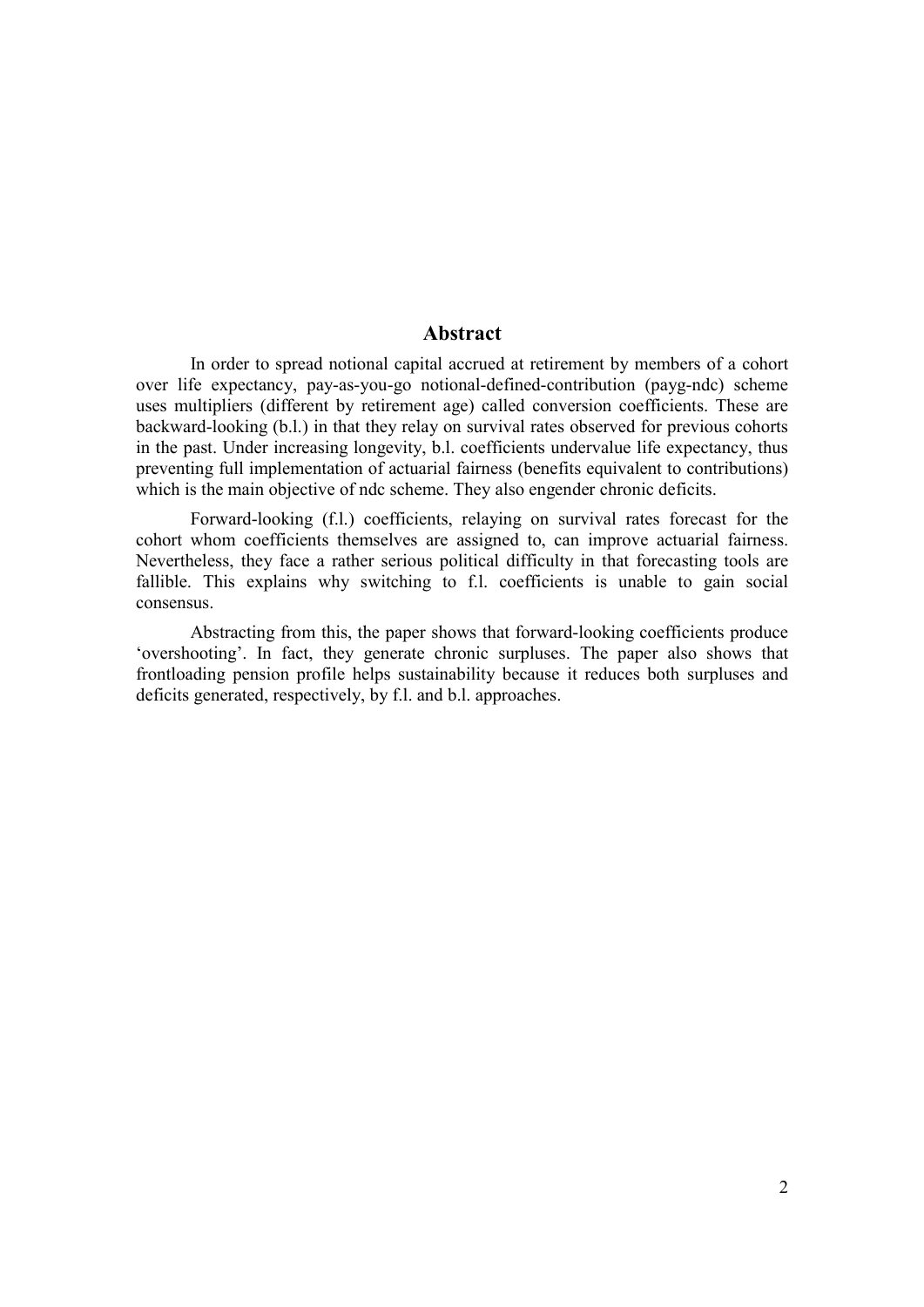## Abstract

In order to spread notional capital accrued at retirement by members of a cohort over life expectancy, pay-as-you-go notional-defined-contribution (payg-ndc) scheme uses multipliers (different by retirement age) called conversion coefficients. These are backward-looking (b.l.) in that they relay on survival rates observed for previous cohorts in the past. Under increasing longevity, b.l. coefficients undervalue life expectancy, thus preventing full implementation of actuarial fairness (benefits equivalent to contributions) which is the main objective of ndc scheme. They also engender chronic deficits.

Forward-looking (f.l.) coefficients, relaying on survival rates forecast for the cohort whom coefficients themselves are assigned to, can improve actuarial fairness. Nevertheless, they face a rather serious political difficulty in that forecasting tools are fallible. This explains why switching to f.l. coefficients is unable to gain social consensus.

Abstracting from this, the paper shows that forward-looking coefficients produce 'overshooting'. In fact, they generate chronic surpluses. The paper also shows that frontloading pension profile helps sustainability because it reduces both surpluses and deficits generated, respectively, by f.l. and b.l. approaches.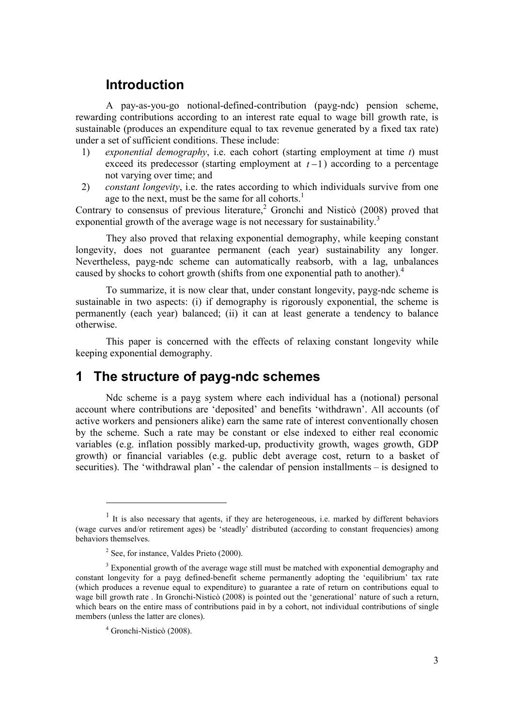## Introduction

A pay-as-you-go notional-defined-contribution (payg-ndc) pension scheme, rewarding contributions according to an interest rate equal to wage bill growth rate, is sustainable (produces an expenditure equal to tax revenue generated by a fixed tax rate) under a set of sufficient conditions. These include:

1) *exponential demography*, i.e. each cohort (starting employment at time $t$) must exceed its predecessor (starting employment at $t-1$) according to a percentage not varying over time; and
2) *constant longevity*, i.e. the rates according to which individuals survive from one age to the next, must be the same for all cohorts.[1]

Contrary to consensus of previous literature,[2] Gronchi and Nisticò (2008) proved that exponential growth of the average wage is not necessary for sustainability.[3]

They also proved that relaxing exponential demography, while keeping constant longevity, does not guarantee permanent (each year) sustainability any longer. Nevertheless, payg-ndc scheme can automatically reabsorb, with a lag, unbalances caused by shocks to cohort growth (shifts from one exponential path to another).[4]

To summarize, it is now clear that, under constant longevity, payg-ndc scheme is sustainable in two aspects: (i) if demography is rigorously exponential, the scheme is permanently (each year) balanced; (ii) it can at least generate a tendency to balance otherwise.

This paper is concerned with the effects of relaxing constant longevity while keeping exponential demography.

## 1 The structure of payg-ndc schemes

Ndc scheme is a payg system where each individual has a (notional) personal account where contributions are 'deposited' and benefits 'withdrawn'. All accounts (of active workers and pensioners alike) earn the same rate of interest conventionally chosen by the scheme. Such a rate may be constant or else indexed to either real economic variables (e.g. inflation possibly marked-up, productivity growth, wages growth, GDP growth) or financial variables (e.g. public debt average cost, return to a basket of securities). The 'withdrawal plan' - the calendar of pension installments – is designed to

---

[1] It is also necessary that agents, if they are heterogeneous, i.e. marked by different behaviors (wage curves and/or retirement ages) be 'steadly' distributed (according to constant frequencies) among behaviors themselves.

[2] See, for instance, Valdes Prieto (2000).

[3] Exponential growth of the average wage still must be matched with exponential demography and constant longevity for a payg defined-benefit scheme permanently adopting the 'equilibrium' tax rate (which produces a revenue equal to expenditure) to guarantee a rate of return on contributions equal to wage bill growth rate . In Gronchi-Nisticò (2008) is pointed out the 'generational' nature of such a return, which bears on the entire mass of contributions paid in by a cohort, not individual contributions of single members (unless the latter are clones).

[4] Gronchi-Nisticò (2008).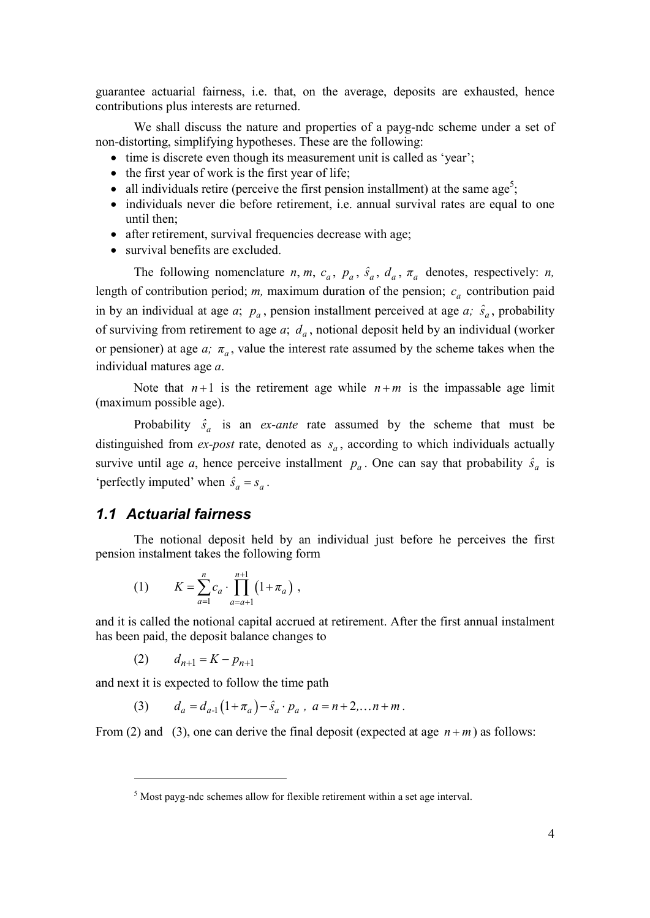guarantee actuarial fairness, i.e. that, on the average, deposits are exhausted, hence contributions plus interests are returned.

We shall discuss the nature and properties of a payg-ndc scheme under a set of non-distorting, simplifying hypotheses. These are the following:

- time is discrete even though its measurement unit is called as 'year';
- the first year of work is the first year of life;
- all individuals retire (perceive the first pension installment) at the same age[5];
- individuals never die before retirement, i.e. annual survival rates are equal to one until then;
- after retirement, survival frequencies decrease with age;
- survival benefits are excluded.

The following nomenclature $n, m, c_a, p_a, \hat{s}_a, d_a, \pi_a$ denotes, respectively: *n,* length of contribution period; *m,* maximum duration of the pension; $c_a$ contribution paid in by an individual at age *a*; $p_a$, pension installment perceived at age *a;* $\hat{s}_a$, probability of surviving from retirement to age *a*; $d_a$, notional deposit held by an individual (worker or pensioner) at age *a;* $\pi_a$, value the interest rate assumed by the scheme takes when the individual matures age *a*.

Note that $n+1$ is the retirement age while $n+m$ is the impassable age limit (maximum possible age).

Probability $\hat{s}_a$ is an *ex-ante* rate assumed by the scheme that must be distinguished from *ex-post* rate, denoted as $s_a$, according to which individuals actually survive until age *a*, hence perceive installment $p_a$. One can say that probability $\hat{s}_a$ is 'perfectly imputed' when $\hat{s}_a = s_a$.

## *1.1 Actuarial fairness*

The notional deposit held by an individual just before he perceives the first pension instalment takes the following form

$$(1) \qquad K = \sum_{a=1}^{n} c_a \cdot \prod_{a=a+1}^{n+1} \left(1+\pi_a\right),$$

and it is called the notional capital accrued at retirement. After the first annual instalment has been paid, the deposit balance changes to

$$(2) \qquad d_{n+1} = K - p_{n+1}$$

and next it is expected to follow the time path

$$(3) \qquad d_a = d_{a\text{-}1}\left(1+\pi_a\right) - \hat{s}_a \cdot p_a \,, \;\; a = n+2, \ldots n+m \,.$$

From (2) and (3), one can derive the final deposit (expected at age $n+m$) as follows:

---

[5] Most payg-ndc schemes allow for flexible retirement within a set age interval.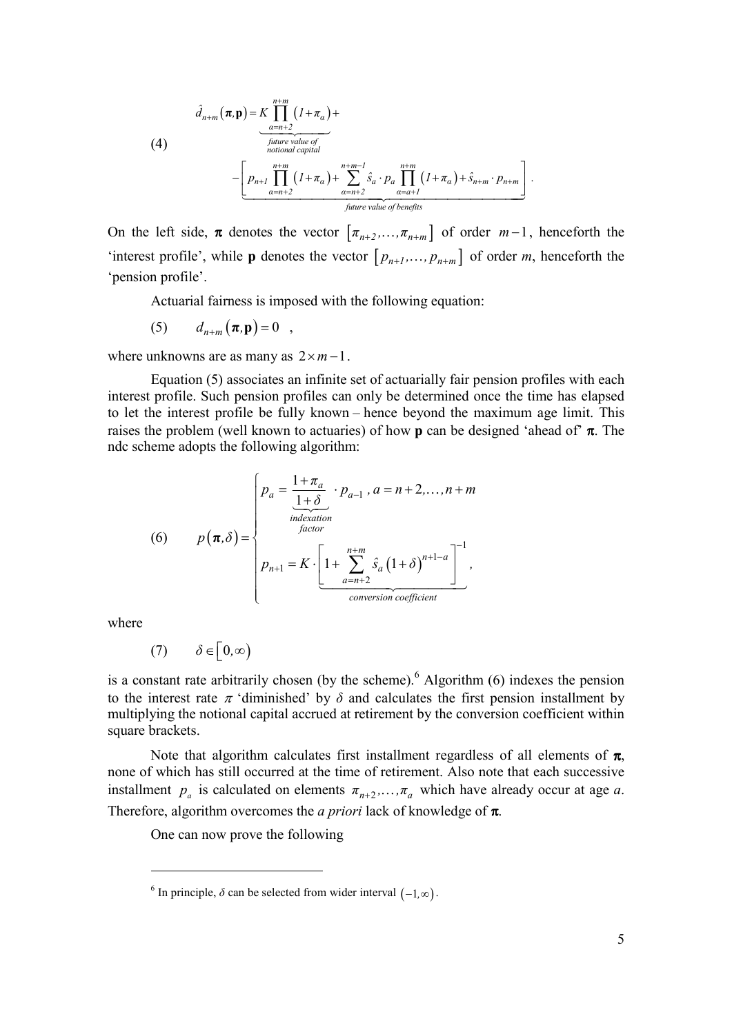$$
(4) \qquad \hat{d}_{n+m}(\boldsymbol{\pi},\mathbf{p}) = \underbrace{K\prod_{\alpha=n+2}^{n+m}(1+\pi_\alpha)}_{\substack{\text{future value of}\\ \text{notional capital}}} + \\
-\underbrace{\left[p_{n+1}\prod_{\alpha=n+2}^{n+m}(1+\pi_\alpha)+\sum_{a=n+2}^{n+m-1}\hat{s}_a\cdot p_a\prod_{\alpha=a+1}^{n+m}(1+\pi_\alpha)+\hat{s}_{n+m}\cdot p_{n+m}\right]}_{\text{future value of benefits}} .
$$

On the left side, $\boldsymbol{\pi}$ denotes the vector $\left[\pi_{n+2},\ldots,\pi_{n+m}\right]$ of order $m-1$, henceforth the 'interest profile', while $\mathbf{p}$ denotes the vector $\left[p_{n+1},\ldots,p_{n+m}\right]$ of order $m$, henceforth the 'pension profile'.

Actuarial fairness is imposed with the following equation:

$$
(5) \qquad d_{n+m}(\boldsymbol{\pi},\mathbf{p}) = 0 \quad ,
$$

where unknowns are as many as $2\times m-1$.

Equation (5) associates an infinite set of actuarially fair pension profiles with each interest profile. Such pension profiles can only be determined once the time has elapsed to let the interest profile be fully known – hence beyond the maximum age limit. This raises the problem (well known to actuaries) of how $\mathbf{p}$ can be designed 'ahead of' $\boldsymbol{\pi}$. The ndc scheme adopts the following algorithm:

$$
(6) \qquad p(\boldsymbol{\pi},\delta) = \begin{cases} p_a = \underbrace{\dfrac{1+\pi_a}{1+\delta}}_{\substack{\text{indexation}\\ \text{factor}}} \cdot p_{a-1} \,, \; a = n+2,\ldots,n+m \\[2ex] p_{n+1} = K\cdot \underbrace{\left[1+\sum_{a=n+2}^{n+m}\hat{s}_a(1+\delta)^{n+1-a}\right]^{-1}}_{\text{conversion coefficient}} \end{cases} ,
$$

where

$$
(7) \qquad \delta \in \left[0,\infty\right)
$$

is a constant rate arbitrarily chosen (by the scheme).[6] Algorithm (6) indexes the pension to the interest rate $\pi$ 'diminished' by $\delta$ and calculates the first pension installment by multiplying the notional capital accrued at retirement by the conversion coefficient within square brackets.

Note that algorithm calculates first installment regardless of all elements of $\boldsymbol{\pi}$, none of which has still occurred at the time of retirement. Also note that each successive installment $p_a$ is calculated on elements $\pi_{n+2},\ldots,\pi_a$ which have already occur at age *a*. Therefore, algorithm overcomes the *a priori* lack of knowledge of $\boldsymbol{\pi}$.

One can now prove the following

---

[6] In principle, $\delta$ can be selected from wider interval $(-1,\infty)$.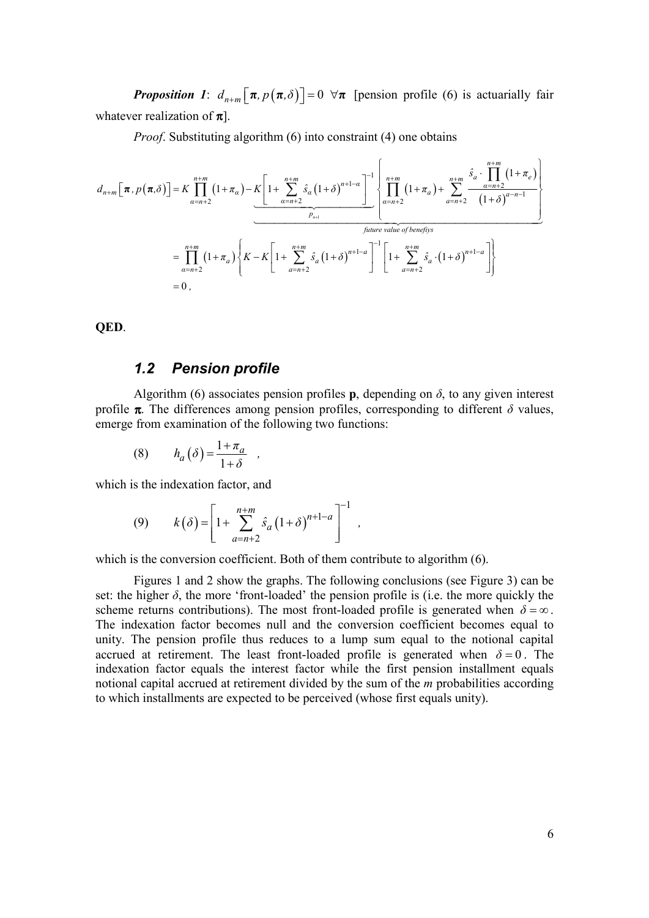***Proposition 1***: $d_{n+m}\left[\boldsymbol{\pi}, p\left(\boldsymbol{\pi},\delta\right)\right]=0 \;\; \forall \boldsymbol{\pi}$ [pension profile (6) is actuarially fair whatever realization of $\boldsymbol{\pi}$].

*Proof*. Substituting algorithm (6) into constraint (4) one obtains

$$
\begin{aligned}
d_{n+m}\left[\boldsymbol{\pi}, p(\boldsymbol{\pi},\delta)\right] &= K\prod_{\alpha=n+2}^{n+m}\left(1+\pi_\alpha\right) - \underbrace{\underbrace{K\left[1+\sum_{\alpha=n+2}^{n+m}\hat{s}_\alpha\left(1+\delta\right)^{n+1-\alpha}\right]^{-1}}_{p_{n+1}}\left\{\prod_{\alpha=n+2}^{n+m}\left(1+\pi_a\right)+\sum_{a=n+2}^{n+m}\frac{\hat{s}_a\cdot\prod_{\alpha=n+2}^{n+m}\left(1+\pi_e\right)}{\left(1+\delta\right)^{a-n-1}}\right\}}_{\text{future value of benefiys}} \\
&= \prod_{\alpha=n+2}^{n+m}\left(1+\pi_a\right)\left\{K-K\left[1+\sum_{a=n+2}^{n+m}\hat{s}_a\left(1+\delta\right)^{n+1-a}\right]^{-1}\left[1+\sum_{a=n+2}^{n+m}\hat{s}_a\cdot\left(1+\delta\right)^{n+1-a}\right]\right\} \\
&= 0\,,
\end{aligned}
$$

**QED**.

## 1.2 Pension profile

Algorithm (6) associates pension profiles **p**, depending on $\delta$, to any given interest profile $\boldsymbol{\pi}$. The differences among pension profiles, corresponding to different $\delta$ values, emerge from examination of the following two functions:

$$
(8) \qquad h_a\left(\delta\right)=\frac{1+\pi_a}{1+\delta} \quad ,
$$

which is the indexation factor, and

$$
(9) \qquad k\left(\delta\right)=\left[1+\sum_{a=n+2}^{n+m}\hat{s}_a\left(1+\delta\right)^{n+1-a}\right]^{-1} \quad ,
$$

which is the conversion coefficient. Both of them contribute to algorithm (6).

Figures 1 and 2 show the graphs. The following conclusions (see Figure 3) can be set: the higher $\delta$, the more 'front-loaded' the pension profile is (i.e. the more quickly the scheme returns contributions). The most front-loaded profile is generated when $\delta=\infty$. The indexation factor becomes null and the conversion coefficient becomes equal to unity. The pension profile thus reduces to a lump sum equal to the notional capital accrued at retirement. The least front-loaded profile is generated when $\delta=0$. The indexation factor equals the interest factor while the first pension installment equals notional capital accrued at retirement divided by the sum of the $m$ probabilities according to which installments are expected to be perceived (whose first equals unity).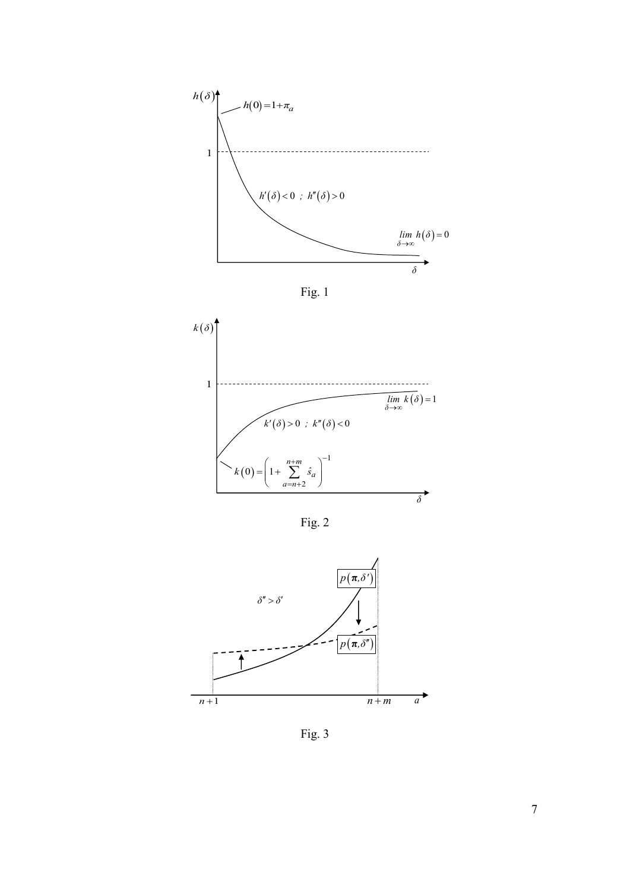Fig. 1

Fig. 2

Fig. 3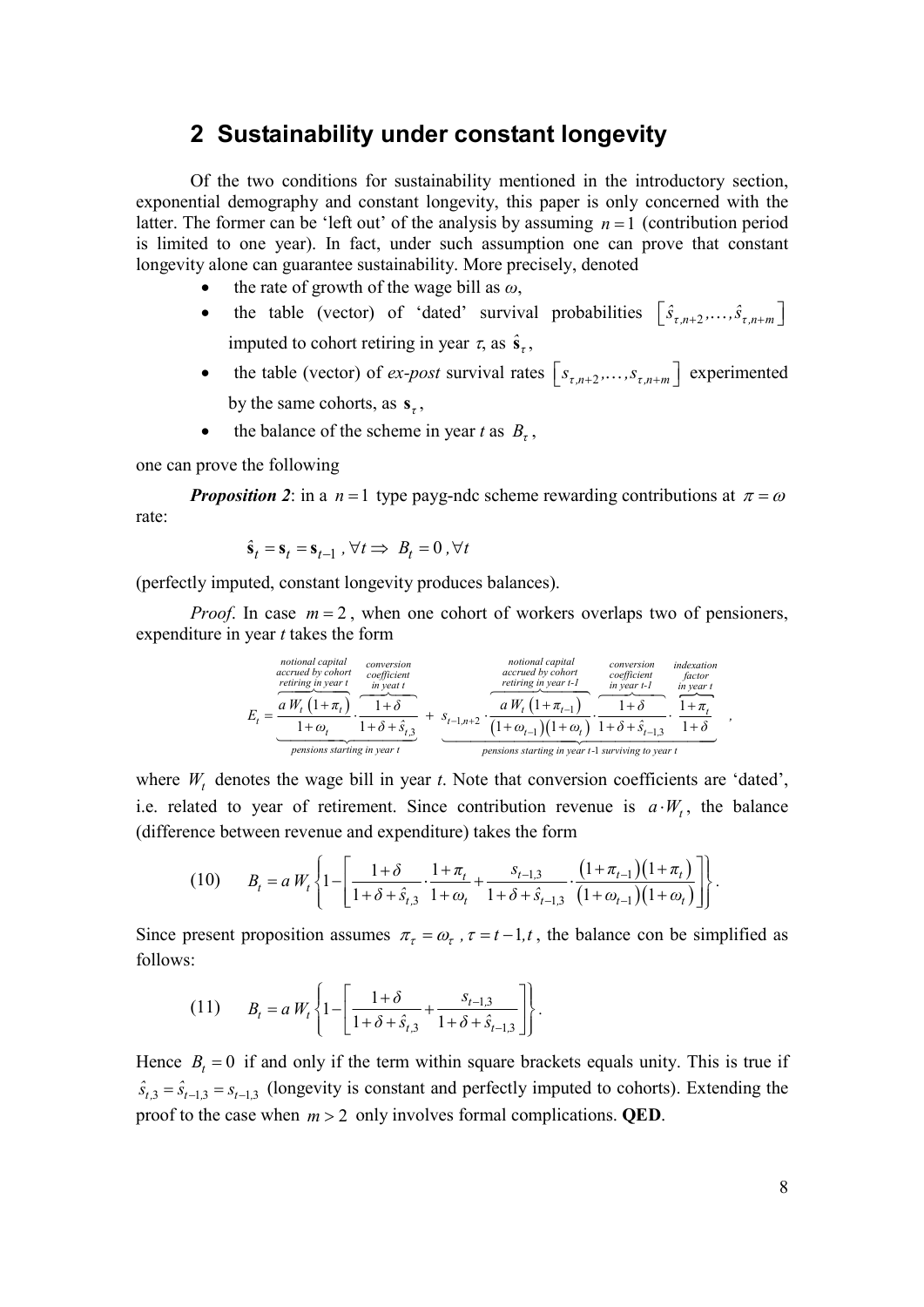## 2 Sustainability under constant longevity

Of the two conditions for sustainability mentioned in the introductory section, exponential demography and constant longevity, this paper is only concerned with the latter. The former can be 'left out' of the analysis by assuming $n = 1$ (contribution period is limited to one year). In fact, under such assumption one can prove that constant longevity alone can guarantee sustainability. More precisely, denoted

- the rate of growth of the wage bill as $\omega$,
- the table (vector) of 'dated' survival probabilities $\left[\hat{s}_{\tau,n+2},\ldots,\hat{s}_{\tau,n+m}\right]$ imputed to cohort retiring in year $\tau$, as $\hat{\mathbf{s}}_{\tau}$,
- the table (vector) of *ex-post* survival rates $\left[s_{\tau,n+2},\ldots,s_{\tau,n+m}\right]$ experimented by the same cohorts, as $\mathbf{s}_{\tau}$,
- the balance of the scheme in year *t* as $B_{\tau}$,

one can prove the following

***Proposition 2***: in a $n = 1$ type payg-ndc scheme rewarding contributions at $\pi = \omega$ rate:

$$\hat{\mathbf{s}}_t = \mathbf{s}_t = \mathbf{s}_{t-1}\ ,\forall t \Rightarrow\ B_t = 0\ ,\forall t$$

(perfectly imputed, constant longevity produces balances).

*Proof*. In case $m = 2$, when one cohort of workers overlaps two of pensioners, expenditure in year *t* takes the form

$$E_t = \underbrace{\overbrace{\frac{a\,W_t\left(1+\pi_t\right)}{1+\omega_t}}^{\substack{\text{notional capital}\\ \text{accrued by cohort}\\ \text{retiring in year } t}} \cdot \overbrace{\frac{1+\delta}{1+\delta+\hat{s}_{t,3}}}^{\substack{\text{conversion}\\ \text{coefficient}\\ \text{in yeat } t}}}_{\text{pensions starting in year } t} + \underbrace{s_{t-1,n+2}\cdot \overbrace{\frac{a\,W_t\left(1+\pi_{t-1}\right)}{\left(1+\omega_{t-1}\right)\left(1+\omega_t\right)}}^{\substack{\text{notional capital}\\ \text{accrued by cohort}\\ \text{retiring in year } t\text{-}1}} \cdot \overbrace{\frac{1+\delta}{1+\delta+\hat{s}_{t-1,3}}}^{\substack{\text{conversion}\\ \text{coefficient}\\ \text{in year } t\text{-}1}} \cdot \overbrace{\frac{1+\pi_t}{1+\delta}}^{\substack{\text{indexation}\\ \text{factor}\\ \text{in year } t}}}_{\text{pensions starting in year } t\text{-}1 \text{ surviving to year } t}\ ,$$

where $W_t$ denotes the wage bill in year *t*. Note that conversion coefficients are 'dated', i.e. related to year of retirement. Since contribution revenue is $a \cdot W_t$, the balance (difference between revenue and expenditure) takes the form

$$(10)\qquad B_t = a\,W_t\left\{1-\left[\frac{1+\delta}{1+\delta+\hat{s}_{t,3}}\cdot\frac{1+\pi_t}{1+\omega_t}+\frac{s_{t-1,3}}{1+\delta+\hat{s}_{t-1,3}}\cdot\frac{\left(1+\pi_{t-1}\right)\left(1+\pi_t\right)}{\left(1+\omega_{t-1}\right)\left(1+\omega_t\right)}\right]\right\}.$$

Since present proposition assumes $\pi_\tau = \omega_\tau\ ,\tau = t-1,t$, the balance con be simplified as follows:

$$(11)\qquad B_t = a\,W_t\left\{1-\left[\frac{1+\delta}{1+\delta+\hat{s}_{t,3}}+\frac{s_{t-1,3}}{1+\delta+\hat{s}_{t-1,3}}\right]\right\}.$$

Hence $B_t = 0$ if and only if the term within square brackets equals unity. This is true if $\hat{s}_{t,3} = \hat{s}_{t-1,3} = s_{t-1,3}$ (longevity is constant and perfectly imputed to cohorts). Extending the proof to the case when $m > 2$ only involves formal complications. **QED**.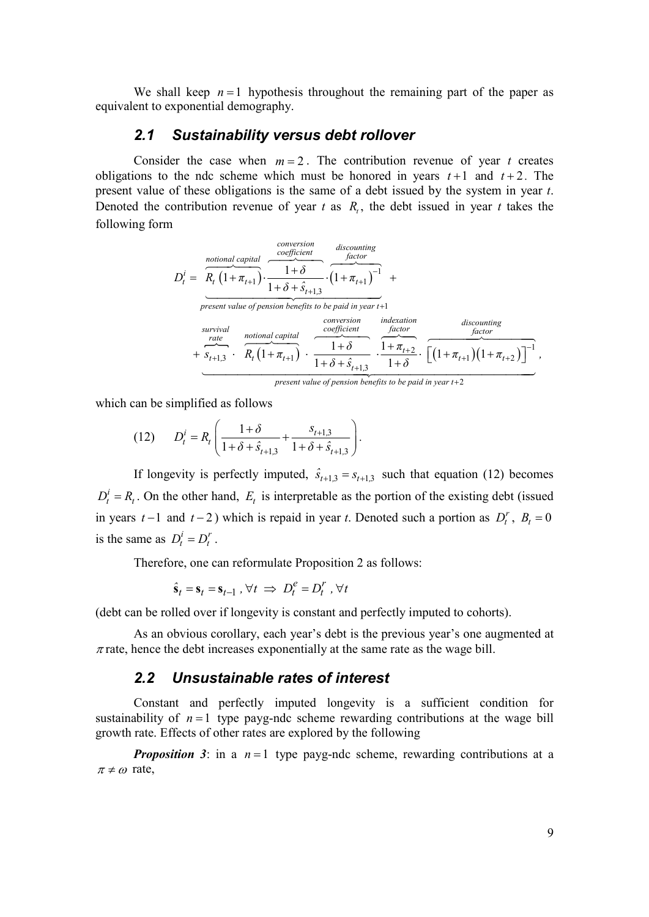We shall keep $n=1$ hypothesis throughout the remaining part of the paper as equivalent to exponential demography.

### 2.1 Sustainability versus debt rollover

Consider the case when $m=2$. The contribution revenue of year $t$ creates obligations to the ndc scheme which must be honored in years $t+1$ and $t+2$. The present value of these obligations is the same of a debt issued by the system in year $t$. Denoted the contribution revenue of year $t$ as $R_t$, the debt issued in year $t$ takes the following form

$$D_t^i = \underbrace{\overbrace{R_t\left(1+\pi_{t+1}\right)}^{\text{notional capital}} \cdot \overbrace{\frac{1+\delta}{1+\delta+\hat{s}_{t+1,3}}}^{\text{conversion coefficient}} \cdot \overbrace{\left(1+\pi_{t+1}\right)^{-1}}^{\text{discounting factor}}}_{\text{present value of pension benefits to be paid in year } t+1} +$$

$$+ \underbrace{\overbrace{s_{t+1,3}}^{\text{survival rate}} \cdot \overbrace{R_t\left(1+\pi_{t+1}\right)}^{\text{notional capital}} \cdot \overbrace{\frac{1+\delta}{1+\delta+\hat{s}_{t+1,3}}}^{\text{conversion coefficient}} \cdot \overbrace{\frac{1+\pi_{t+2}}{1+\delta}}^{\text{indexation factor}} \cdot \overbrace{\left[\left(1+\pi_{t+1}\right)\left(1+\pi_{t+2}\right)\right]^{-1}}^{\text{discounting factor}}}_{\text{present value of pension benefits to be paid in year } t+2},$$

which can be simplified as follows

$$(12) \qquad D_t^i = R_t\left(\frac{1+\delta}{1+\delta+\hat{s}_{t+1,3}} + \frac{s_{t+1,3}}{1+\delta+\hat{s}_{t+1,3}}\right).$$

If longevity is perfectly imputed, $\hat{s}_{t+1,3} = s_{t+1,3}$ such that equation (12) becomes $D_t^i = R_t$. On the other hand, $E_t$ is interpretable as the portion of the existing debt (issued in years $t-1$ and $t-2$) which is repaid in year $t$. Denoted such a portion as $D_t^r$, $B_t = 0$ is the same as $D_t^i = D_t^r$.

Therefore, one can reformulate Proposition 2 as follows:

$$\hat{\mathbf{s}}_t = \mathbf{s}_t = \mathbf{s}_{t-1},\ \forall t \ \Rightarrow\ D_t^e = D_t^r,\ \forall t$$

(debt can be rolled over if longevity is constant and perfectly imputed to cohorts).

As an obvious corollary, each year's debt is the previous year's one augmented at $\pi$ rate, hence the debt increases exponentially at the same rate as the wage bill.

### 2.2 Unsustainable rates of interest

Constant and perfectly imputed longevity is a sufficient condition for sustainability of $n=1$ type payg-ndc scheme rewarding contributions at the wage bill growth rate. Effects of other rates are explored by the following

***Proposition 3***: in a $n=1$ type payg-ndc scheme, rewarding contributions at a $\pi \neq \omega$ rate,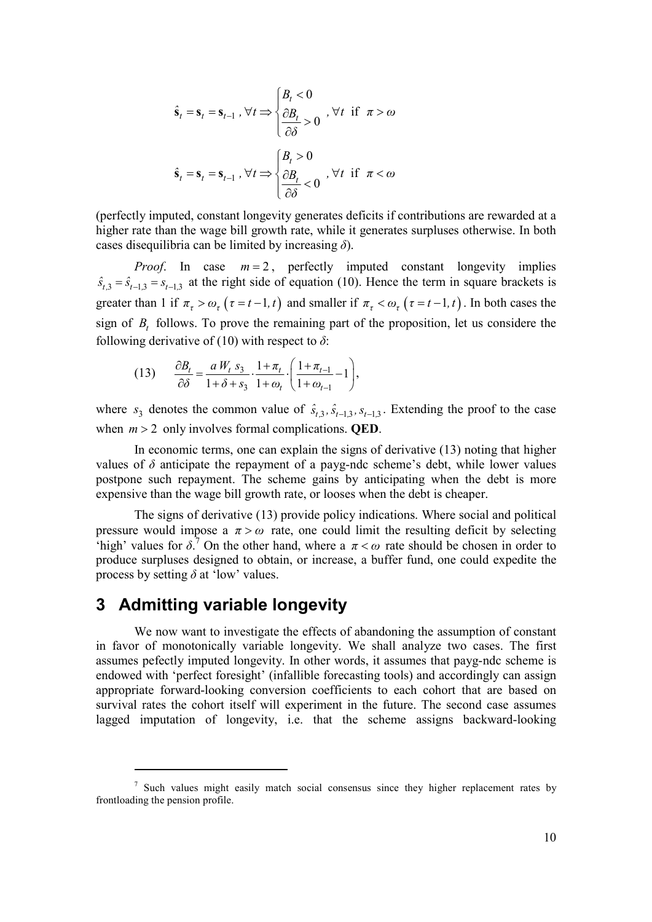$$\hat{\mathbf{s}}_t = \mathbf{s}_t = \mathbf{s}_{t-1}\ ,\ \forall t \Rightarrow \begin{cases} B_t < 0 \\ \dfrac{\partial B_t}{\partial \delta} > 0 \end{cases},\ \forall t \ \text{ if }\ \pi > \omega$$

$$\hat{\mathbf{s}}_t = \mathbf{s}_t = \mathbf{s}_{t-1}\ ,\ \forall t \Rightarrow \begin{cases} B_t > 0 \\ \dfrac{\partial B_t}{\partial \delta} < 0 \end{cases},\ \forall t \ \text{ if }\ \pi < \omega$$

(perfectly imputed, constant longevity generates deficits if contributions are rewarded at a higher rate than the wage bill growth rate, while it generates surpluses otherwise. In both cases disequilibria can be limited by increasing *δ*).

*Proof*. In case $m = 2$, perfectly imputed constant longevity implies $\hat{s}_{t,3} = \hat{s}_{t-1,3} = s_{t-1,3}$ at the right side of equation (10). Hence the term in square brackets is greater than 1 if $\pi_\tau > \omega_\tau \ (\tau = t-1, t)$ and smaller if $\pi_\tau < \omega_\tau \ (\tau = t-1, t)$. In both cases the sign of $B_t$ follows. To prove the remaining part of the proposition, let us considere the following derivative of (10) with respect to *δ*:

$$(13) \qquad \frac{\partial B_t}{\partial \delta} = \frac{a\, W_t\, s_3}{1+\delta+s_3} \cdot \frac{1+\pi_t}{1+\omega_t} \cdot \left( \frac{1+\pi_{t-1}}{1+\omega_{t-1}} - 1 \right),$$

where $s_3$ denotes the common value of $\hat{s}_{t,3}, \hat{s}_{t-1,3}, s_{t-1,3}$. Extending the proof to the case when $m > 2$ only involves formal complications. **QED**.

In economic terms, one can explain the signs of derivative (13) noting that higher values of *δ* anticipate the repayment of a payg-ndc scheme's debt, while lower values postpone such repayment. The scheme gains by anticipating when the debt is more expensive than the wage bill growth rate, or looses when the debt is cheaper.

The signs of derivative (13) provide policy indications. Where social and political pressure would impose a $\pi > \omega$ rate, one could limit the resulting deficit by selecting 'high' values for *δ*.[7] On the other hand, where a $\pi < \omega$ rate should be chosen in order to produce surpluses designed to obtain, or increase, a buffer fund, one could expedite the process by setting *δ* at 'low' values.

## 3 Admitting variable longevity

We now want to investigate the effects of abandoning the assumption of constant in favor of monotonically variable longevity. We shall analyze two cases. The first assumes pefectly imputed longevity. In other words, it assumes that payg-ndc scheme is endowed with 'perfect foresight' (infallible forecasting tools) and accordingly can assign appropriate forward-looking conversion coefficients to each cohort that are based on survival rates the cohort itself will experiment in the future. The second case assumes lagged imputation of longevity, i.e. that the scheme assigns backward-looking

[7] Such values might easily match social consensus since they higher replacement rates by frontloading the pension profile.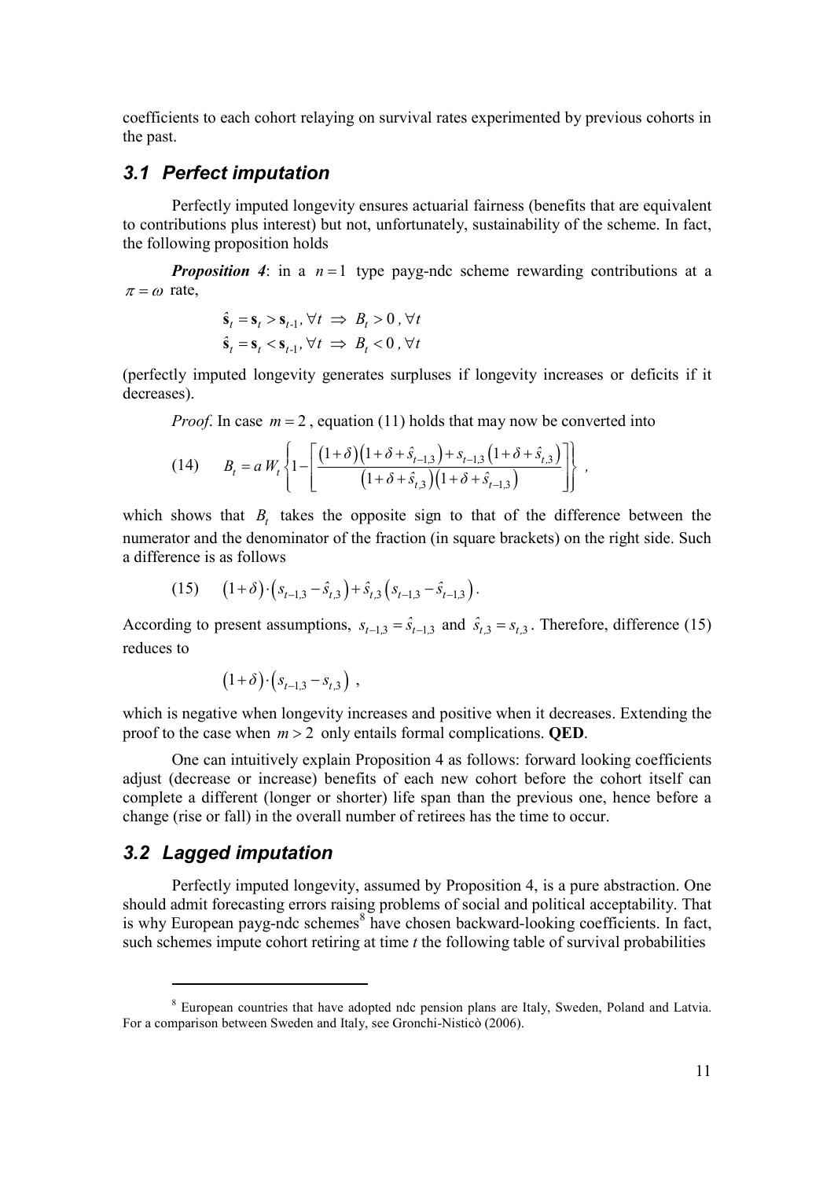coefficients to each cohort relaying on survival rates experimented by previous cohorts in the past.

## *3.1 Perfect imputation*

Perfectly imputed longevity ensures actuarial fairness (benefits that are equivalent to contributions plus interest) but not, unfortunately, sustainability of the scheme. In fact, the following proposition holds

***Proposition 4***: in a $n=1$ type payg-ndc scheme rewarding contributions at a $\pi = \omega$ rate,

$$\hat{\mathbf{s}}_t = \mathbf{s}_t > \mathbf{s}_{t\text{-}1},\ \forall t \ \Rightarrow\ B_t > 0\ ,\ \forall t$$

$$\hat{\mathbf{s}}_t = \mathbf{s}_t < \mathbf{s}_{t\text{-}1},\ \forall t \ \Rightarrow\ B_t < 0\ ,\ \forall t$$

(perfectly imputed longevity generates surpluses if longevity increases or deficits if it decreases).

*Proof*. In case $m=2$, equation (11) holds that may now be converted into

$$\text{(14)} \qquad B_t = a\, W_t \left\{ 1 - \left[ \frac{(1+\delta)\left(1+\delta+\hat{s}_{t-1,3}\right) + s_{t-1,3}\left(1+\delta+\hat{s}_{t,3}\right)}{\left(1+\delta+\hat{s}_{t,3}\right)\left(1+\delta+\hat{s}_{t-1,3}\right)} \right] \right\} ,$$

which shows that $B_t$ takes the opposite sign to that of the difference between the numerator and the denominator of the fraction (in square brackets) on the right side. Such a difference is as follows

$$\text{(15)} \qquad (1+\delta)\cdot\left(s_{t-1,3} - \hat{s}_{t,3}\right) + \hat{s}_{t,3}\left(s_{t-1,3} - \hat{s}_{t-1,3}\right).$$

According to present assumptions, $s_{t-1,3} = \hat{s}_{t-1,3}$ and $\hat{s}_{t,3} = s_{t,3}$. Therefore, difference (15) reduces to

$$(1+\delta)\cdot\left(s_{t-1,3} - s_{t,3}\right) ,$$

which is negative when longevity increases and positive when it decreases. Extending the proof to the case when $m>2$ only entails formal complications. **QED**.

One can intuitively explain Proposition 4 as follows: forward looking coefficients adjust (decrease or increase) benefits of each new cohort before the cohort itself can complete a different (longer or shorter) life span than the previous one, hence before a change (rise or fall) in the overall number of retirees has the time to occur.

## *3.2 Lagged imputation*

Perfectly imputed longevity, assumed by Proposition 4, is a pure abstraction. One should admit forecasting errors raising problems of social and political acceptability. That is why European payg-ndc schemes[8] have chosen backward-looking coefficients. In fact, such schemes impute cohort retiring at time *t* the following table of survival probabilities

---

[8] European countries that have adopted ndc pension plans are Italy, Sweden, Poland and Latvia. For a comparison between Sweden and Italy, see Gronchi-Nisticò (2006).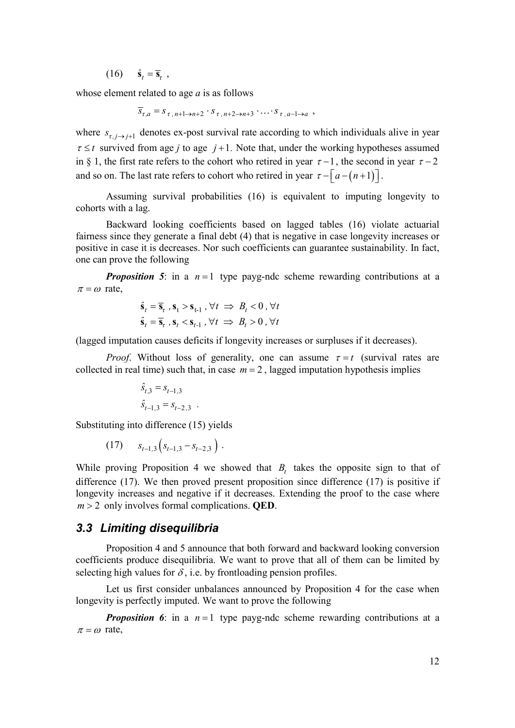$$(16) \qquad \hat{\mathbf{s}}_t = \overline{\mathbf{s}}_\tau \ ,$$

whose element related to age *a* is as follows

$$\overline{s}_{\tau,a} = s_{\tau\,,\,n+1\rightarrow n+2} \cdot s_{\tau\,,\,n+2\rightarrow n+3} \cdot \ldots \cdot s_{\tau\,,\,a-1\rightarrow a} \ ,$$

where $s_{\tau,\,j\rightarrow j+1}$ denotes ex-post survival rate according to which individuals alive in year $\tau \le t$ survived from age *j* to age $j+1$. Note that, under the working hypotheses assumed in § 1, the first rate refers to the cohort who retired in year $\tau-1$, the second in year $\tau-2$ and so on. The last rate refers to cohort who retired in year $\tau-\left[a-\left(n+1\right)\right]$.

Assuming survival probabilities (16) is equivalent to imputing longevity to cohorts with a lag.

Backward looking coefficients based on lagged tables (16) violate actuarial fairness since they generate a final debt (4) that is negative in case longevity increases or positive in case it is decreases. Nor such coefficients can guarantee sustainability. In fact, one can prove the following

***Proposition 5***: in a $n=1$ type payg-ndc scheme rewarding contributions at a $\pi=\omega$ rate,

$$\hat{\mathbf{s}}_t = \overline{\mathbf{s}}_\tau \ , \mathbf{s}_t > \mathbf{s}_{t-1} \ , \forall t \ \Rightarrow \ B_t < 0 \ , \forall t$$
$$\hat{\mathbf{s}}_t = \overline{\mathbf{s}}_\tau \ , \mathbf{s}_t < \mathbf{s}_{t-1} \ , \forall t \ \Rightarrow \ B_t > 0 \ , \forall t$$

(lagged imputation causes deficits if longevity increases or surpluses if it decreases).

*Proof*. Without loss of generality, one can assume $\tau=t$ (survival rates are collected in real time) such that, in case $m=2$, lagged imputation hypothesis implies

$$\hat{s}_{t,3} = s_{t-1,3}$$
$$\hat{s}_{t-1,3} = s_{t-2,3} \ .$$

Substituting into difference (15) yields

$$(17) \qquad s_{t-1,3}\left(s_{t-1,3} - s_{t-2,3}\right) \ .$$

While proving Proposition 4 we showed that $B_t$ takes the opposite sign to that of difference (17). We then proved present proposition since difference (17) is positive if longevity increases and negative if it decreases. Extending the proof to the case where $m>2$ only involves formal complications. **QED**.

### *3.3 Limiting disequilibria*

Proposition 4 and 5 announce that both forward and backward looking conversion coefficients produce disequilibria. We want to prove that all of them can be limited by selecting high values for $\delta$, i.e. by frontloading pension profiles.

Let us first consider unbalances announced by Proposition 4 for the case when longevity is perfectly imputed. We want to prove the following

***Proposition 6***: in a $n=1$ type payg-ndc scheme rewarding contributions at a $\pi=\omega$ rate,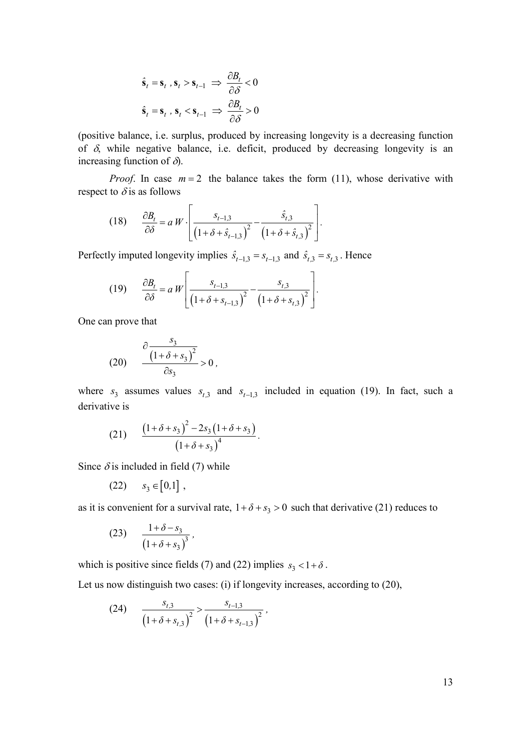$$\hat{\mathbf{s}}_t = \mathbf{s}_t \text{ , } \mathbf{s}_t > \mathbf{s}_{t-1} \;\Rightarrow\; \frac{\partial B_t}{\partial \delta} < 0$$

$$\hat{\mathbf{s}}_t = \mathbf{s}_t \text{ , } \mathbf{s}_t < \mathbf{s}_{t-1} \;\Rightarrow\; \frac{\partial B_t}{\partial \delta} > 0$$

(positive balance, i.e. surplus, produced by increasing longevity is a decreasing function of $\delta$, while negative balance, i.e. deficit, produced by decreasing longevity is an increasing function of $\delta$).

*Proof*. In case $m = 2$ the balance takes the form (11), whose derivative with respect to $\delta$ is as follows

$$\text{(18)} \qquad \frac{\partial B_t}{\partial \delta} = a\,W \cdot \left[ \frac{s_{t-1,3}}{\left(1+\delta+\hat{s}_{t-1,3}\right)^2} - \frac{\hat{s}_{t,3}}{\left(1+\delta+\hat{s}_{t,3}\right)^2} \right].$$

Perfectly imputed longevity implies $\hat{s}_{t-1,3} = s_{t-1,3}$ and $\hat{s}_{t,3} = s_{t,3}$. Hence

$$\text{(19)} \qquad \frac{\partial B_t}{\partial \delta} = a\,W \left[ \frac{s_{t-1,3}}{\left(1+\delta+s_{t-1,3}\right)^2} - \frac{s_{t,3}}{\left(1+\delta+s_{t,3}\right)^2} \right].$$

One can prove that

$$\text{(20)} \qquad \frac{\partial \dfrac{s_3}{\left(1+\delta+s_3\right)^2}}{\partial s_3} > 0\,,$$

where $s_3$ assumes values $s_{t,3}$ and $s_{t-1,3}$ included in equation (19). In fact, such a derivative is

$$\text{(21)} \qquad \frac{\left(1+\delta+s_3\right)^2 - 2s_3\left(1+\delta+s_3\right)}{\left(1+\delta+s_3\right)^4}.$$

Since $\delta$ is included in field (7) while

$$\text{(22)} \qquad s_3 \in [0,1]\,,$$

as it is convenient for a survival rate, $1+\delta+s_3 > 0$ such that derivative (21) reduces to

$$\text{(23)} \qquad \frac{1+\delta-s_3}{\left(1+\delta+s_3\right)^3}\,,$$

which is positive since fields (7) and (22) implies $s_3 < 1+\delta$.

Let us now distinguish two cases: (i) if longevity increases, according to (20),

$$\text{(24)} \qquad \frac{s_{t,3}}{\left(1+\delta+s_{t,3}\right)^2} > \frac{s_{t-1,3}}{\left(1+\delta+s_{t-1,3}\right)^2}\,,$$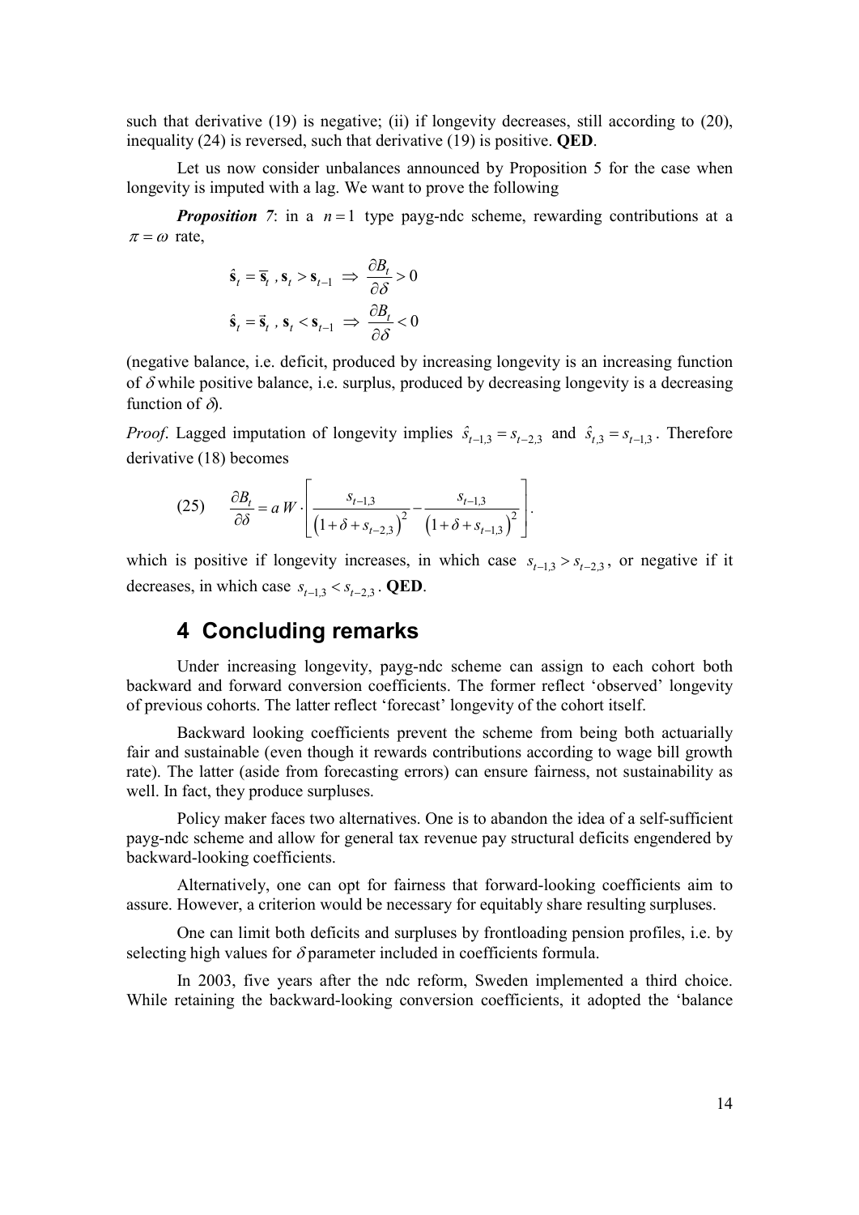such that derivative (19) is negative; (ii) if longevity decreases, still according to (20), inequality (24) is reversed, such that derivative (19) is positive. **QED**.

Let us now consider unbalances announced by Proposition 5 for the case when longevity is imputed with a lag. We want to prove the following

***Proposition 7***: in a $n=1$ type payg-ndc scheme, rewarding contributions at a $\pi = \omega$ rate,

$$\hat{\mathbf{s}}_t = \overline{\mathbf{s}}_t \text{ , } \mathbf{s}_t > \mathbf{s}_{t-1} \;\Rightarrow\; \frac{\partial B_t}{\partial \delta} > 0$$

$$\hat{\mathbf{s}}_t = \vec{\mathbf{s}}_t \text{ , } \mathbf{s}_t < \mathbf{s}_{t-1} \;\Rightarrow\; \frac{\partial B_t}{\partial \delta} < 0$$

(negative balance, i.e. deficit, produced by increasing longevity is an increasing function of $\delta$ while positive balance, i.e. surplus, produced by decreasing longevity is a decreasing function of $\delta$).

*Proof*. Lagged imputation of longevity implies $\hat{s}_{t-1,3} = s_{t-2,3}$ and $\hat{s}_{t,3} = s_{t-1,3}$. Therefore derivative (18) becomes

$$(25) \quad \frac{\partial B_t}{\partial \delta} = a\,W \cdot \left[ \frac{s_{t-1,3}}{\left(1+\delta+s_{t-2,3}\right)^2} - \frac{s_{t-1,3}}{\left(1+\delta+s_{t-1,3}\right)^2} \right].$$

which is positive if longevity increases, in which case $s_{t-1,3} > s_{t-2,3}$, or negative if it decreases, in which case $s_{t-1,3} < s_{t-2,3}$. **QED**.

# 4 Concluding remarks

Under increasing longevity, payg-ndc scheme can assign to each cohort both backward and forward conversion coefficients. The former reflect 'observed' longevity of previous cohorts. The latter reflect 'forecast' longevity of the cohort itself.

Backward looking coefficients prevent the scheme from being both actuarially fair and sustainable (even though it rewards contributions according to wage bill growth rate). The latter (aside from forecasting errors) can ensure fairness, not sustainability as well. In fact, they produce surpluses.

Policy maker faces two alternatives. One is to abandon the idea of a self-sufficient payg-ndc scheme and allow for general tax revenue pay structural deficits engendered by backward-looking coefficients.

Alternatively, one can opt for fairness that forward-looking coefficients aim to assure. However, a criterion would be necessary for equitably share resulting surpluses.

One can limit both deficits and surpluses by frontloading pension profiles, i.e. by selecting high values for $\delta$ parameter included in coefficients formula.

In 2003, five years after the ndc reform, Sweden implemented a third choice. While retaining the backward-looking conversion coefficients, it adopted the 'balance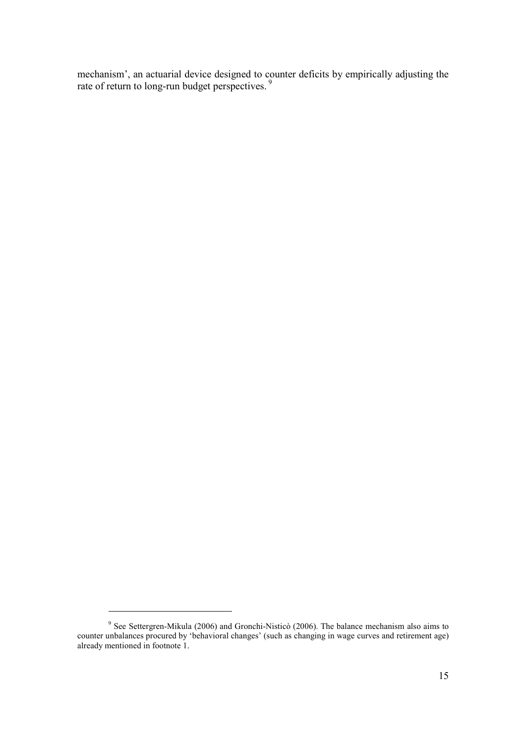mechanism', an actuarial device designed to counter deficits by empirically adjusting the rate of return to long-run budget perspectives. [9]

---

[9] See Settergren-Mikula (2006) and Gronchi-Nisticò (2006). The balance mechanism also aims to counter unbalances procured by 'behavioral changes' (such as changing in wage curves and retirement age) already mentioned in footnote 1.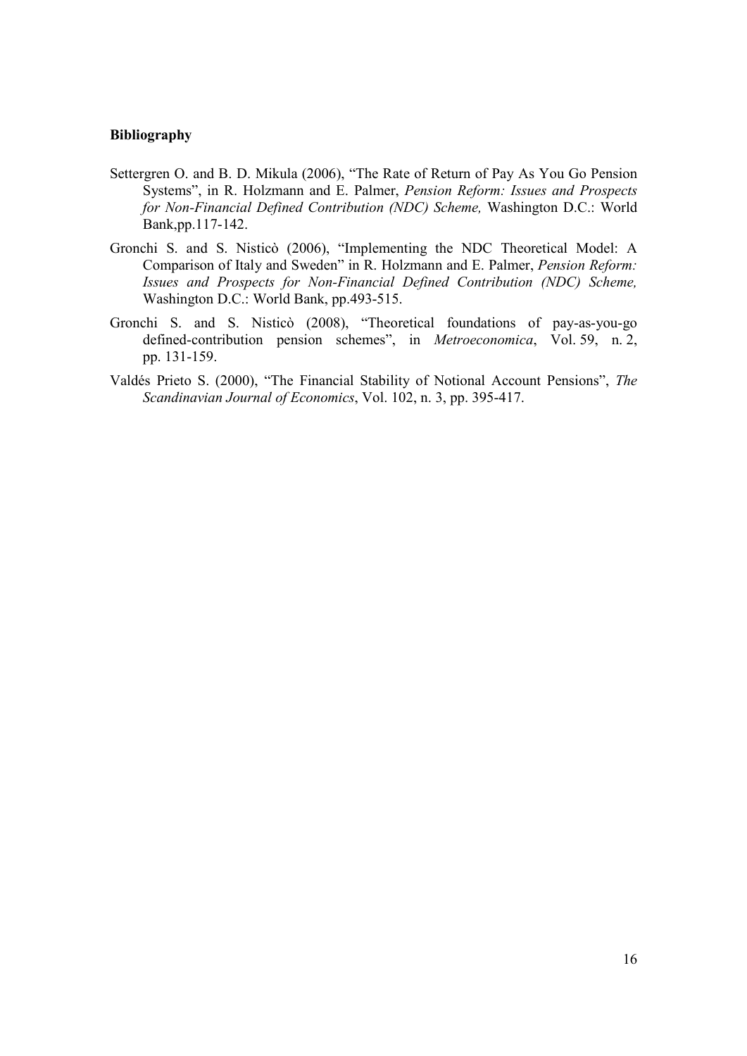**Bibliography**

Settergren O. and B. D. Mikula (2006), "The Rate of Return of Pay As You Go Pension Systems", in R. Holzmann and E. Palmer, *Pension Reform: Issues and Prospects for Non-Financial Defined Contribution (NDC) Scheme,* Washington D.C.: World Bank,pp.117-142.

Gronchi S. and S. Nisticò (2006), "Implementing the NDC Theoretical Model: A Comparison of Italy and Sweden" in R. Holzmann and E. Palmer, *Pension Reform: Issues and Prospects for Non-Financial Defined Contribution (NDC) Scheme,* Washington D.C.: World Bank, pp.493-515.

Gronchi S. and S. Nisticò (2008), "Theoretical foundations of pay-as-you-go defined-contribution pension schemes", in *Metroeconomica*, Vol. 59, n. 2, pp. 131-159.

Valdés Prieto S. (2000), "The Financial Stability of Notional Account Pensions", *The Scandinavian Journal of Economics*, Vol. 102, n. 3, pp. 395-417.